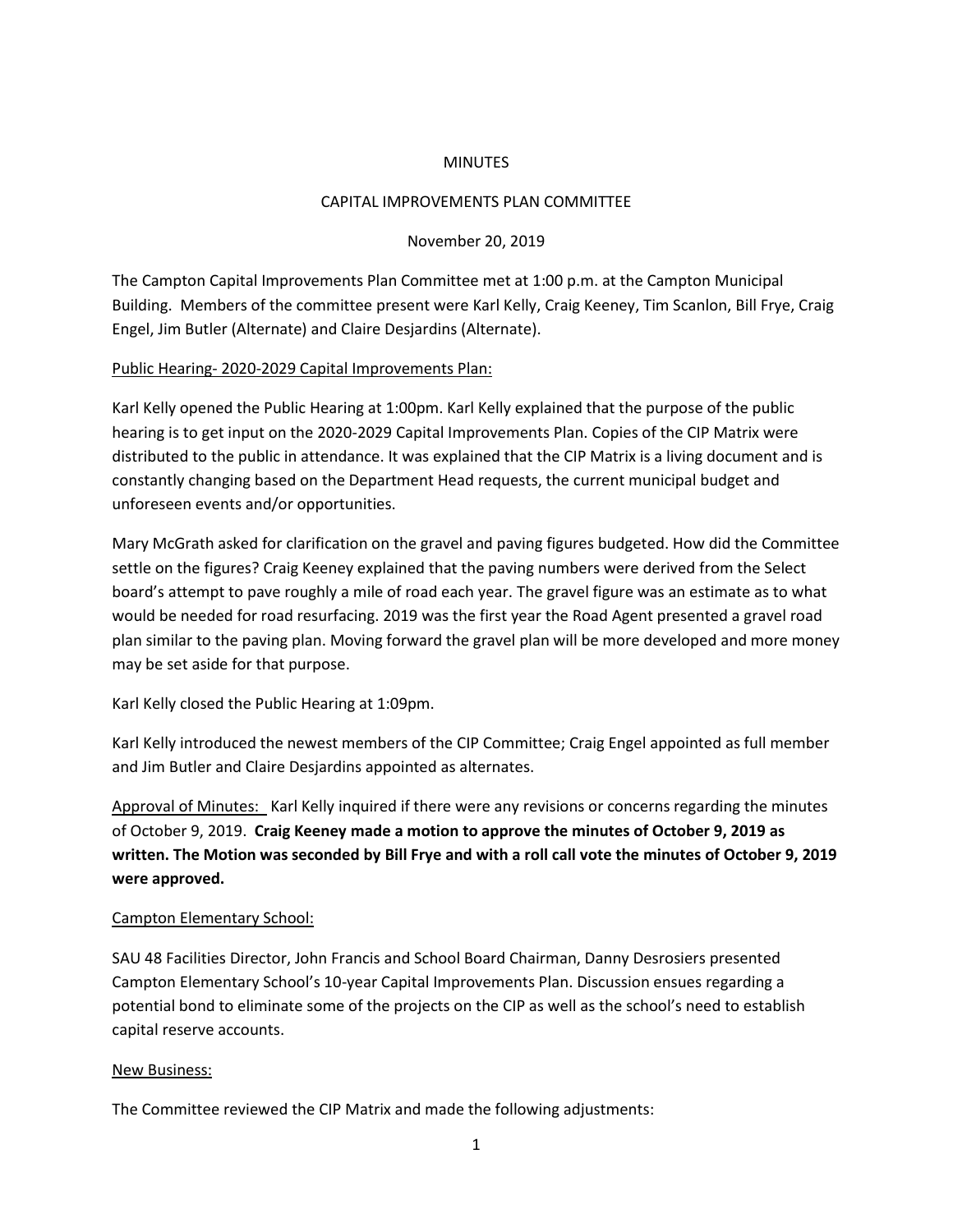MINUTES

CAPITAL IMPROVEMENTS PLAN COMMITTEE

November 20, 2019

The Campton Capital Improvements Plan Committee met at 1:00 p.m. at the Campton Municipal Building. Members of the committee present were Karl Kelly, Craig Keeney, Tim Scanlon, Bill Frye, Craig Engel, Jim Butler (Alternate) and Claire Desjardins (Alternate).

<u>Public Hearing- 2020-2029 Capital Improvements Plan:</u>

Karl Kelly opened the Public Hearing at 1:00pm. Karl Kelly explained that the purpose of the public hearing is to get input on the 2020-2029 Capital Improvements Plan. Copies of the CIP Matrix were distributed to the public in attendance. It was explained that the CIP Matrix is a living document and is constantly changing based on the Department Head requests, the current municipal budget and unforeseen events and/or opportunities.

Mary McGrath asked for clarification on the gravel and paving figures budgeted. How did the Committee settle on the figures? Craig Keeney explained that the paving numbers were derived from the Select board's attempt to pave roughly a mile of road each year. The gravel figure was an estimate as to what would be needed for road resurfacing. 2019 was the first year the Road Agent presented a gravel road plan similar to the paving plan. Moving forward the gravel plan will be more developed and more money may be set aside for that purpose.

Karl Kelly closed the Public Hearing at 1:09pm.

Karl Kelly introduced the newest members of the CIP Committee; Craig Engel appointed as full member and Jim Butler and Claire Desjardins appointed as alternates.

<u>Approval of Minutes:</u> Karl Kelly inquired if there were any revisions or concerns regarding the minutes of October 9, 2019. **Craig Keeney made a motion to approve the minutes of October 9, 2019 as written. The Motion was seconded by Bill Frye and with a roll call vote the minutes of October 9, 2019 were approved.**

<u>Campton Elementary School:</u>

SAU 48 Facilities Director, John Francis and School Board Chairman, Danny Desrosiers presented Campton Elementary School's 10-year Capital Improvements Plan. Discussion ensues regarding a potential bond to eliminate some of the projects on the CIP as well as the school's need to establish capital reserve accounts.

<u>New Business:</u>

The Committee reviewed the CIP Matrix and made the following adjustments: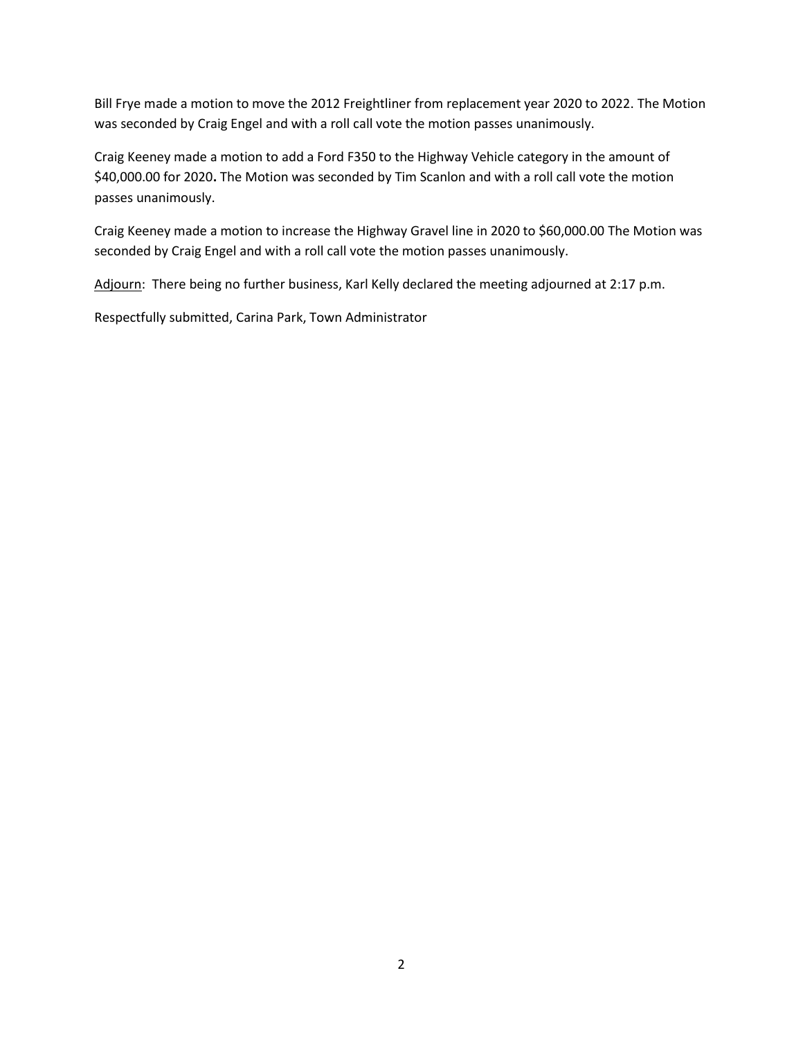Bill Frye made a motion to move the 2012 Freightliner from replacement year 2020 to 2022. The Motion was seconded by Craig Engel and with a roll call vote the motion passes unanimously.

Craig Keeney made a motion to add a Ford F350 to the Highway Vehicle category in the amount of $40,000.00 for 2020**.** The Motion was seconded by Tim Scanlon and with a roll call vote the motion passes unanimously.

Craig Keeney made a motion to increase the Highway Gravel line in 2020 to $60,000.00 The Motion was seconded by Craig Engel and with a roll call vote the motion passes unanimously.

<u>Adjourn</u>: There being no further business, Karl Kelly declared the meeting adjourned at 2:17 p.m.

Respectfully submitted, Carina Park, Town Administrator